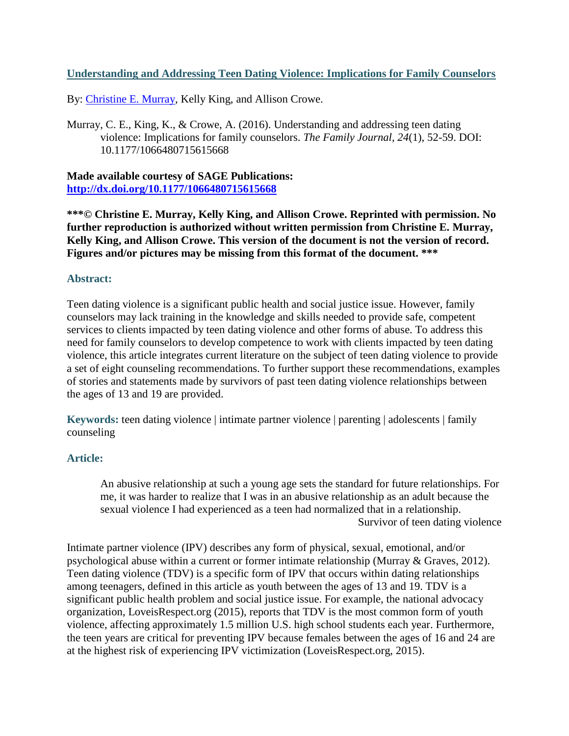# [Understanding and Addressing Teen Dating Violence: Implications for Family Counselors](#)

By: [Christine E. Murray](#), Kelly King, and Allison Crowe.

Murray, C. E., King, K., & Crowe, A. (2016). Understanding and addressing teen dating violence: Implications for family counselors. *The Family Journal, 24*(1), 52-59. DOI: 10.1177/1066480715615668

**Made available courtesy of SAGE Publications: [http://dx.doi.org/10.1177/1066480715615668](http://dx.doi.org/10.1177/1066480715615668)**

**\*\*\*© Christine E. Murray, Kelly King, and Allison Crowe. Reprinted with permission. No further reproduction is authorized without written permission from Christine E. Murray, Kelly King, and Allison Crowe. This version of the document is not the version of record. Figures and/or pictures may be missing from this format of the document. \*\*\***

## Abstract:

Teen dating violence is a significant public health and social justice issue. However, family counselors may lack training in the knowledge and skills needed to provide safe, competent services to clients impacted by teen dating violence and other forms of abuse. To address this need for family counselors to develop competence to work with clients impacted by teen dating violence, this article integrates current literature on the subject of teen dating violence to provide a set of eight counseling recommendations. To further support these recommendations, examples of stories and statements made by survivors of past teen dating violence relationships between the ages of 13 and 19 are provided.

**Keywords:** teen dating violence | intimate partner violence | parenting | adolescents | family counseling

## Article:

> An abusive relationship at such a young age sets the standard for future relationships. For me, it was harder to realize that I was in an abusive relationship as an adult because the sexual violence I had experienced as a teen had normalized that in a relationship.
>
> Survivor of teen dating violence

Intimate partner violence (IPV) describes any form of physical, sexual, emotional, and/or psychological abuse within a current or former intimate relationship (Murray & Graves, 2012). Teen dating violence (TDV) is a specific form of IPV that occurs within dating relationships among teenagers, defined in this article as youth between the ages of 13 and 19. TDV is a significant public health problem and social justice issue. For example, the national advocacy organization, LoveisRespect.org (2015), reports that TDV is the most common form of youth violence, affecting approximately 1.5 million U.S. high school students each year. Furthermore, the teen years are critical for preventing IPV because females between the ages of 16 and 24 are at the highest risk of experiencing IPV victimization (LoveisRespect.org, 2015).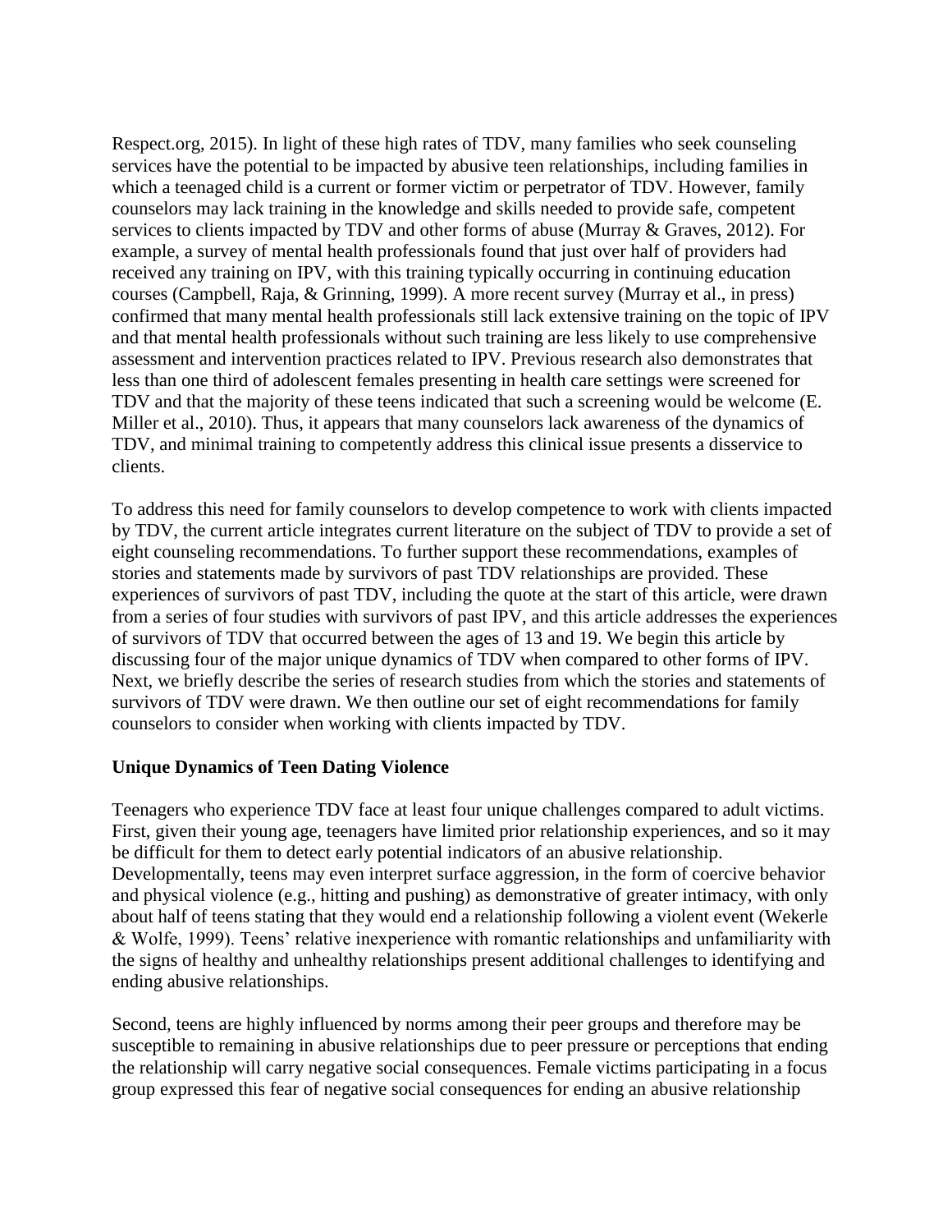Respect.org, 2015). In light of these high rates of TDV, many families who seek counseling services have the potential to be impacted by abusive teen relationships, including families in which a teenaged child is a current or former victim or perpetrator of TDV. However, family counselors may lack training in the knowledge and skills needed to provide safe, competent services to clients impacted by TDV and other forms of abuse (Murray & Graves, 2012). For example, a survey of mental health professionals found that just over half of providers had received any training on IPV, with this training typically occurring in continuing education courses (Campbell, Raja, & Grinning, 1999). A more recent survey (Murray et al., in press) confirmed that many mental health professionals still lack extensive training on the topic of IPV and that mental health professionals without such training are less likely to use comprehensive assessment and intervention practices related to IPV. Previous research also demonstrates that less than one third of adolescent females presenting in health care settings were screened for TDV and that the majority of these teens indicated that such a screening would be welcome (E. Miller et al., 2010). Thus, it appears that many counselors lack awareness of the dynamics of TDV, and minimal training to competently address this clinical issue presents a disservice to clients.

To address this need for family counselors to develop competence to work with clients impacted by TDV, the current article integrates current literature on the subject of TDV to provide a set of eight counseling recommendations. To further support these recommendations, examples of stories and statements made by survivors of past TDV relationships are provided. These experiences of survivors of past TDV, including the quote at the start of this article, were drawn from a series of four studies with survivors of past IPV, and this article addresses the experiences of survivors of TDV that occurred between the ages of 13 and 19. We begin this article by discussing four of the major unique dynamics of TDV when compared to other forms of IPV. Next, we briefly describe the series of research studies from which the stories and statements of survivors of TDV were drawn. We then outline our set of eight recommendations for family counselors to consider when working with clients impacted by TDV.

## Unique Dynamics of Teen Dating Violence

Teenagers who experience TDV face at least four unique challenges compared to adult victims. First, given their young age, teenagers have limited prior relationship experiences, and so it may be difficult for them to detect early potential indicators of an abusive relationship. Developmentally, teens may even interpret surface aggression, in the form of coercive behavior and physical violence (e.g., hitting and pushing) as demonstrative of greater intimacy, with only about half of teens stating that they would end a relationship following a violent event (Wekerle & Wolfe, 1999). Teens' relative inexperience with romantic relationships and unfamiliarity with the signs of healthy and unhealthy relationships present additional challenges to identifying and ending abusive relationships.

Second, teens are highly influenced by norms among their peer groups and therefore may be susceptible to remaining in abusive relationships due to peer pressure or perceptions that ending the relationship will carry negative social consequences. Female victims participating in a focus group expressed this fear of negative social consequences for ending an abusive relationship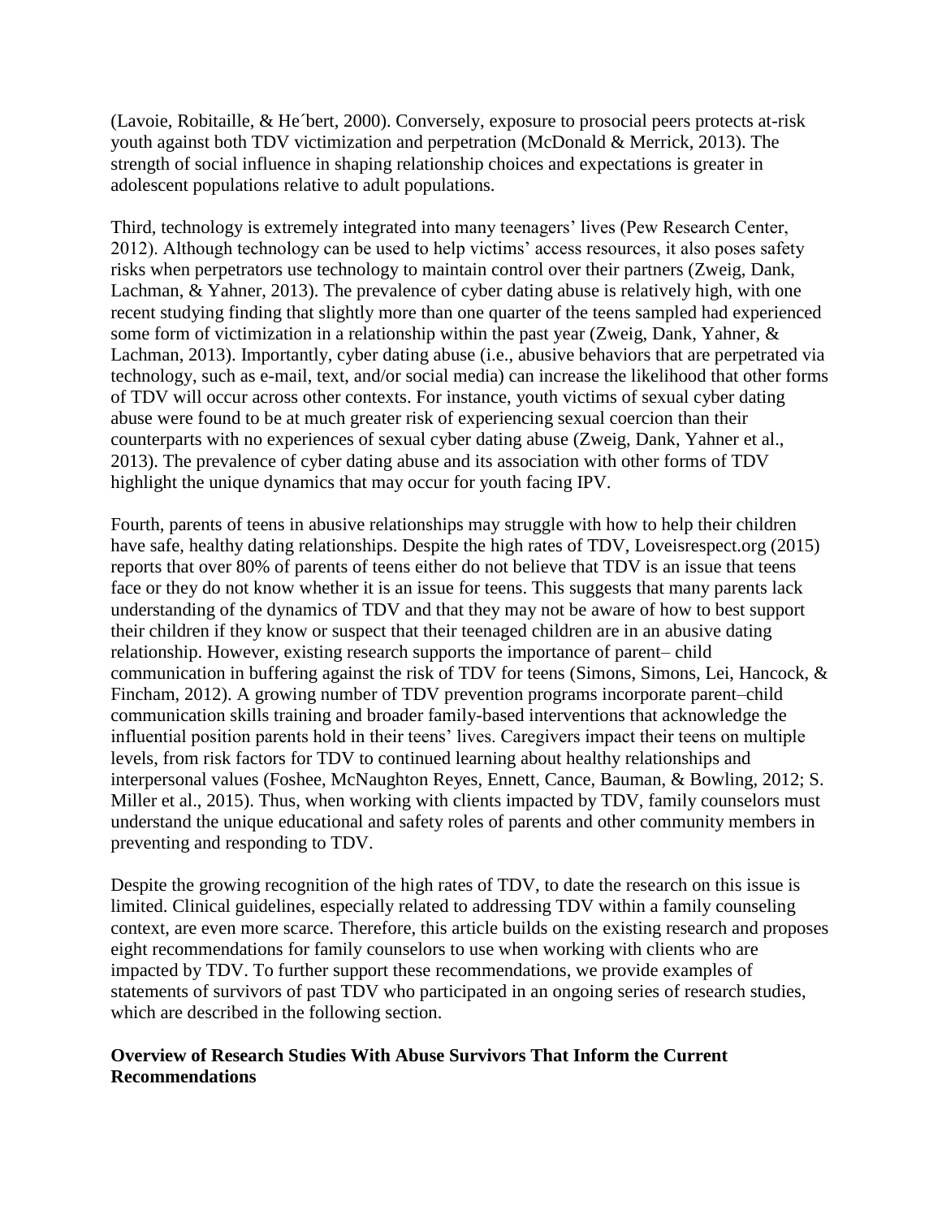(Lavoie, Robitaille, & He´bert, 2000). Conversely, exposure to prosocial peers protects at-risk youth against both TDV victimization and perpetration (McDonald & Merrick, 2013). The strength of social influence in shaping relationship choices and expectations is greater in adolescent populations relative to adult populations.

Third, technology is extremely integrated into many teenagers' lives (Pew Research Center, 2012). Although technology can be used to help victims' access resources, it also poses safety risks when perpetrators use technology to maintain control over their partners (Zweig, Dank, Lachman, & Yahner, 2013). The prevalence of cyber dating abuse is relatively high, with one recent studying finding that slightly more than one quarter of the teens sampled had experienced some form of victimization in a relationship within the past year (Zweig, Dank, Yahner, & Lachman, 2013). Importantly, cyber dating abuse (i.e., abusive behaviors that are perpetrated via technology, such as e-mail, text, and/or social media) can increase the likelihood that other forms of TDV will occur across other contexts. For instance, youth victims of sexual cyber dating abuse were found to be at much greater risk of experiencing sexual coercion than their counterparts with no experiences of sexual cyber dating abuse (Zweig, Dank, Yahner et al., 2013). The prevalence of cyber dating abuse and its association with other forms of TDV highlight the unique dynamics that may occur for youth facing IPV.

Fourth, parents of teens in abusive relationships may struggle with how to help their children have safe, healthy dating relationships. Despite the high rates of TDV, Loveisrespect.org (2015) reports that over 80% of parents of teens either do not believe that TDV is an issue that teens face or they do not know whether it is an issue for teens. This suggests that many parents lack understanding of the dynamics of TDV and that they may not be aware of how to best support their children if they know or suspect that their teenaged children are in an abusive dating relationship. However, existing research supports the importance of parent– child communication in buffering against the risk of TDV for teens (Simons, Simons, Lei, Hancock, & Fincham, 2012). A growing number of TDV prevention programs incorporate parent–child communication skills training and broader family-based interventions that acknowledge the influential position parents hold in their teens' lives. Caregivers impact their teens on multiple levels, from risk factors for TDV to continued learning about healthy relationships and interpersonal values (Foshee, McNaughton Reyes, Ennett, Cance, Bauman, & Bowling, 2012; S. Miller et al., 2015). Thus, when working with clients impacted by TDV, family counselors must understand the unique educational and safety roles of parents and other community members in preventing and responding to TDV.

Despite the growing recognition of the high rates of TDV, to date the research on this issue is limited. Clinical guidelines, especially related to addressing TDV within a family counseling context, are even more scarce. Therefore, this article builds on the existing research and proposes eight recommendations for family counselors to use when working with clients who are impacted by TDV. To further support these recommendations, we provide examples of statements of survivors of past TDV who participated in an ongoing series of research studies, which are described in the following section.

## Overview of Research Studies With Abuse Survivors That Inform the Current Recommendations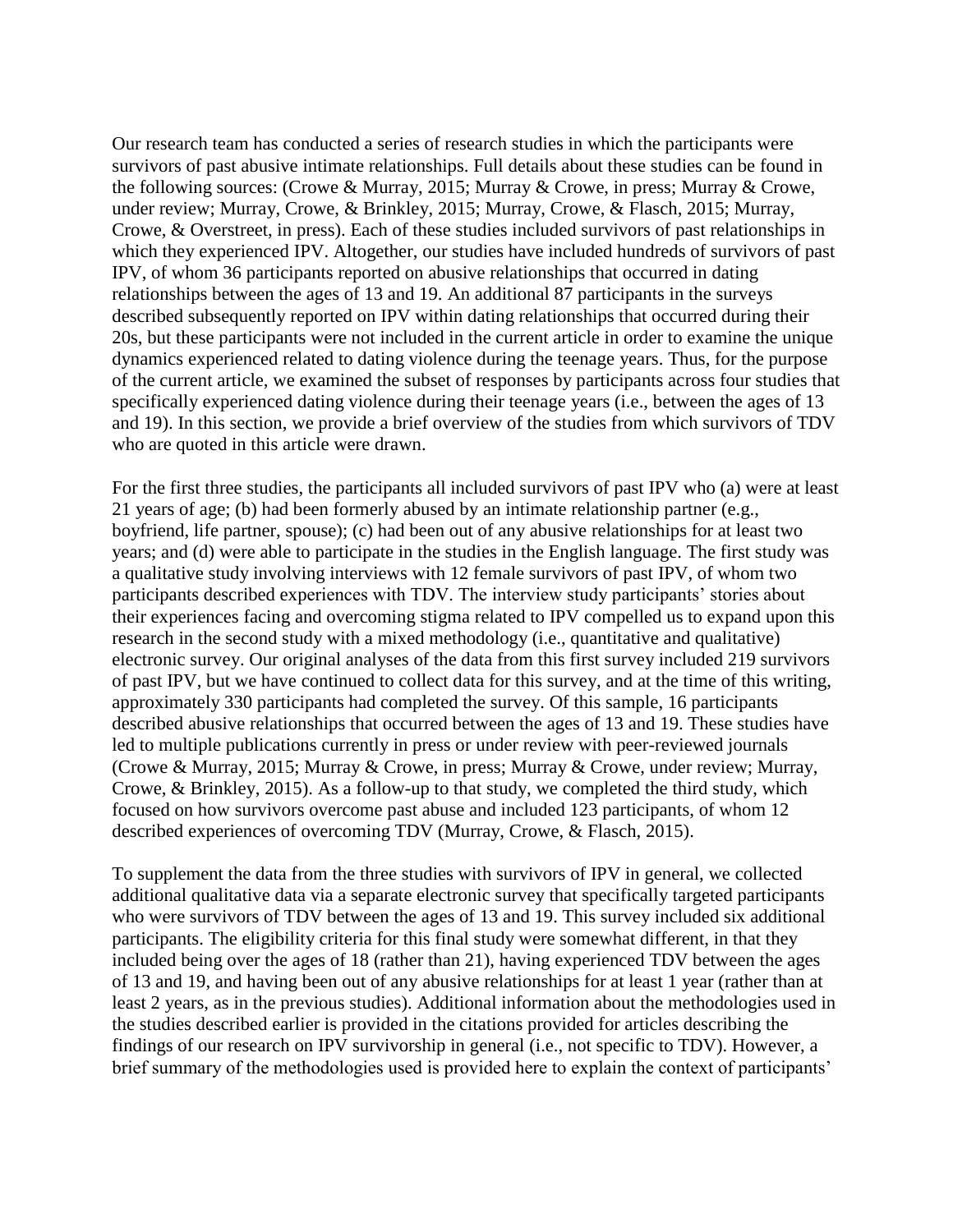Our research team has conducted a series of research studies in which the participants were survivors of past abusive intimate relationships. Full details about these studies can be found in the following sources: (Crowe & Murray, 2015; Murray & Crowe, in press; Murray & Crowe, under review; Murray, Crowe, & Brinkley, 2015; Murray, Crowe, & Flasch, 2015; Murray, Crowe, & Overstreet, in press). Each of these studies included survivors of past relationships in which they experienced IPV. Altogether, our studies have included hundreds of survivors of past IPV, of whom 36 participants reported on abusive relationships that occurred in dating relationships between the ages of 13 and 19. An additional 87 participants in the surveys described subsequently reported on IPV within dating relationships that occurred during their 20s, but these participants were not included in the current article in order to examine the unique dynamics experienced related to dating violence during the teenage years. Thus, for the purpose of the current article, we examined the subset of responses by participants across four studies that specifically experienced dating violence during their teenage years (i.e., between the ages of 13 and 19). In this section, we provide a brief overview of the studies from which survivors of TDV who are quoted in this article were drawn.

For the first three studies, the participants all included survivors of past IPV who (a) were at least 21 years of age; (b) had been formerly abused by an intimate relationship partner (e.g., boyfriend, life partner, spouse); (c) had been out of any abusive relationships for at least two years; and (d) were able to participate in the studies in the English language. The first study was a qualitative study involving interviews with 12 female survivors of past IPV, of whom two participants described experiences with TDV. The interview study participants' stories about their experiences facing and overcoming stigma related to IPV compelled us to expand upon this research in the second study with a mixed methodology (i.e., quantitative and qualitative) electronic survey. Our original analyses of the data from this first survey included 219 survivors of past IPV, but we have continued to collect data for this survey, and at the time of this writing, approximately 330 participants had completed the survey. Of this sample, 16 participants described abusive relationships that occurred between the ages of 13 and 19. These studies have led to multiple publications currently in press or under review with peer-reviewed journals (Crowe & Murray, 2015; Murray & Crowe, in press; Murray & Crowe, under review; Murray, Crowe, & Brinkley, 2015). As a follow-up to that study, we completed the third study, which focused on how survivors overcome past abuse and included 123 participants, of whom 12 described experiences of overcoming TDV (Murray, Crowe, & Flasch, 2015).

To supplement the data from the three studies with survivors of IPV in general, we collected additional qualitative data via a separate electronic survey that specifically targeted participants who were survivors of TDV between the ages of 13 and 19. This survey included six additional participants. The eligibility criteria for this final study were somewhat different, in that they included being over the ages of 18 (rather than 21), having experienced TDV between the ages of 13 and 19, and having been out of any abusive relationships for at least 1 year (rather than at least 2 years, as in the previous studies). Additional information about the methodologies used in the studies described earlier is provided in the citations provided for articles describing the findings of our research on IPV survivorship in general (i.e., not specific to TDV). However, a brief summary of the methodologies used is provided here to explain the context of participants'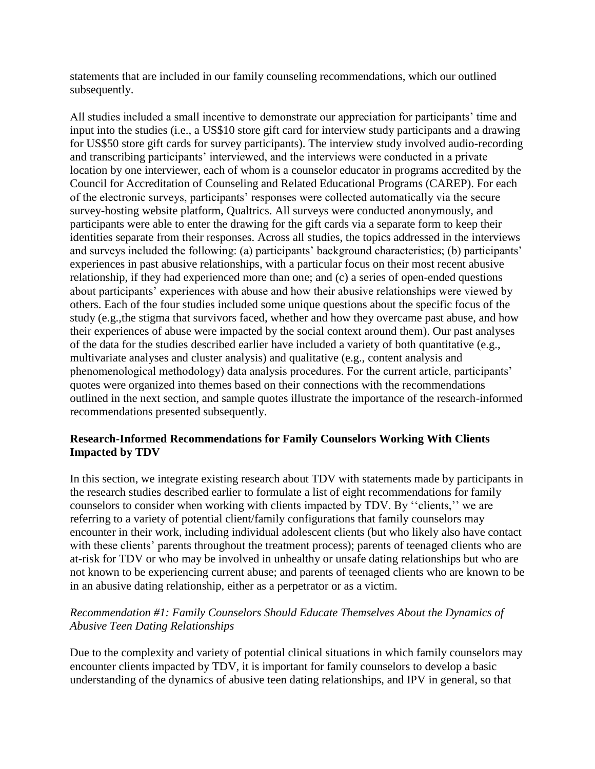statements that are included in our family counseling recommendations, which our outlined subsequently.

All studies included a small incentive to demonstrate our appreciation for participants' time and input into the studies (i.e., a US$10 store gift card for interview study participants and a drawing for US$50 store gift cards for survey participants). The interview study involved audio-recording and transcribing participants' interviewed, and the interviews were conducted in a private location by one interviewer, each of whom is a counselor educator in programs accredited by the Council for Accreditation of Counseling and Related Educational Programs (CAREP). For each of the electronic surveys, participants' responses were collected automatically via the secure survey-hosting website platform, Qualtrics. All surveys were conducted anonymously, and participants were able to enter the drawing for the gift cards via a separate form to keep their identities separate from their responses. Across all studies, the topics addressed in the interviews and surveys included the following: (a) participants' background characteristics; (b) participants' experiences in past abusive relationships, with a particular focus on their most recent abusive relationship, if they had experienced more than one; and (c) a series of open-ended questions about participants' experiences with abuse and how their abusive relationships were viewed by others. Each of the four studies included some unique questions about the specific focus of the study (e.g.,the stigma that survivors faced, whether and how they overcame past abuse, and how their experiences of abuse were impacted by the social context around them). Our past analyses of the data for the studies described earlier have included a variety of both quantitative (e.g., multivariate analyses and cluster analysis) and qualitative (e.g., content analysis and phenomenological methodology) data analysis procedures. For the current article, participants' quotes were organized into themes based on their connections with the recommendations outlined in the next section, and sample quotes illustrate the importance of the research-informed recommendations presented subsequently.

### Research-Informed Recommendations for Family Counselors Working With Clients Impacted by TDV

In this section, we integrate existing research about TDV with statements made by participants in the research studies described earlier to formulate a list of eight recommendations for family counselors to consider when working with clients impacted by TDV. By ''clients,'' we are referring to a variety of potential client/family configurations that family counselors may encounter in their work, including individual adolescent clients (but who likely also have contact with these clients' parents throughout the treatment process); parents of teenaged clients who are at-risk for TDV or who may be involved in unhealthy or unsafe dating relationships but who are not known to be experiencing current abuse; and parents of teenaged clients who are known to be in an abusive dating relationship, either as a perpetrator or as a victim.

#### *Recommendation #1: Family Counselors Should Educate Themselves About the Dynamics of Abusive Teen Dating Relationships*

Due to the complexity and variety of potential clinical situations in which family counselors may encounter clients impacted by TDV, it is important for family counselors to develop a basic understanding of the dynamics of abusive teen dating relationships, and IPV in general, so that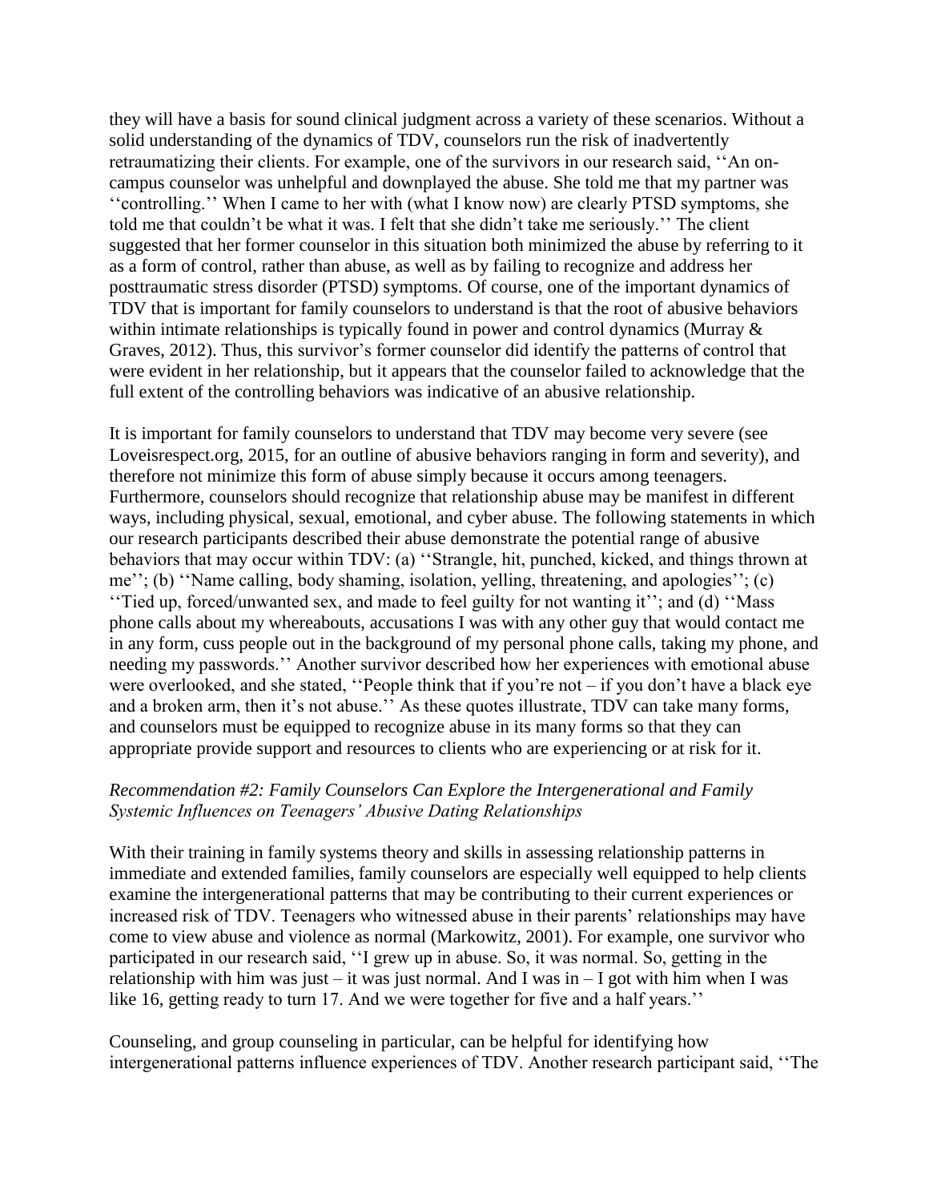they will have a basis for sound clinical judgment across a variety of these scenarios. Without a solid understanding of the dynamics of TDV, counselors run the risk of inadvertently retraumatizing their clients. For example, one of the survivors in our research said, ''An on-campus counselor was unhelpful and downplayed the abuse. She told me that my partner was ''controlling.'' When I came to her with (what I know now) are clearly PTSD symptoms, she told me that couldn't be what it was. I felt that she didn't take me seriously.'' The client suggested that her former counselor in this situation both minimized the abuse by referring to it as a form of control, rather than abuse, as well as by failing to recognize and address her posttraumatic stress disorder (PTSD) symptoms. Of course, one of the important dynamics of TDV that is important for family counselors to understand is that the root of abusive behaviors within intimate relationships is typically found in power and control dynamics (Murray & Graves, 2012). Thus, this survivor's former counselor did identify the patterns of control that were evident in her relationship, but it appears that the counselor failed to acknowledge that the full extent of the controlling behaviors was indicative of an abusive relationship.

It is important for family counselors to understand that TDV may become very severe (see Loveisrespect.org, 2015, for an outline of abusive behaviors ranging in form and severity), and therefore not minimize this form of abuse simply because it occurs among teenagers. Furthermore, counselors should recognize that relationship abuse may be manifest in different ways, including physical, sexual, emotional, and cyber abuse. The following statements in which our research participants described their abuse demonstrate the potential range of abusive behaviors that may occur within TDV: (a) ''Strangle, hit, punched, kicked, and things thrown at me''; (b) ''Name calling, body shaming, isolation, yelling, threatening, and apologies''; (c) ''Tied up, forced/unwanted sex, and made to feel guilty for not wanting it''; and (d) ''Mass phone calls about my whereabouts, accusations I was with any other guy that would contact me in any form, cuss people out in the background of my personal phone calls, taking my phone, and needing my passwords.'' Another survivor described how her experiences with emotional abuse were overlooked, and she stated, ''People think that if you're not – if you don't have a black eye and a broken arm, then it's not abuse.'' As these quotes illustrate, TDV can take many forms, and counselors must be equipped to recognize abuse in its many forms so that they can appropriate provide support and resources to clients who are experiencing or at risk for it.

*Recommendation #2: Family Counselors Can Explore the Intergenerational and Family Systemic Influences on Teenagers' Abusive Dating Relationships*

With their training in family systems theory and skills in assessing relationship patterns in immediate and extended families, family counselors are especially well equipped to help clients examine the intergenerational patterns that may be contributing to their current experiences or increased risk of TDV. Teenagers who witnessed abuse in their parents' relationships may have come to view abuse and violence as normal (Markowitz, 2001). For example, one survivor who participated in our research said, ''I grew up in abuse. So, it was normal. So, getting in the relationship with him was just – it was just normal. And I was in – I got with him when I was like 16, getting ready to turn 17. And we were together for five and a half years.''

Counseling, and group counseling in particular, can be helpful for identifying how intergenerational patterns influence experiences of TDV. Another research participant said, ''The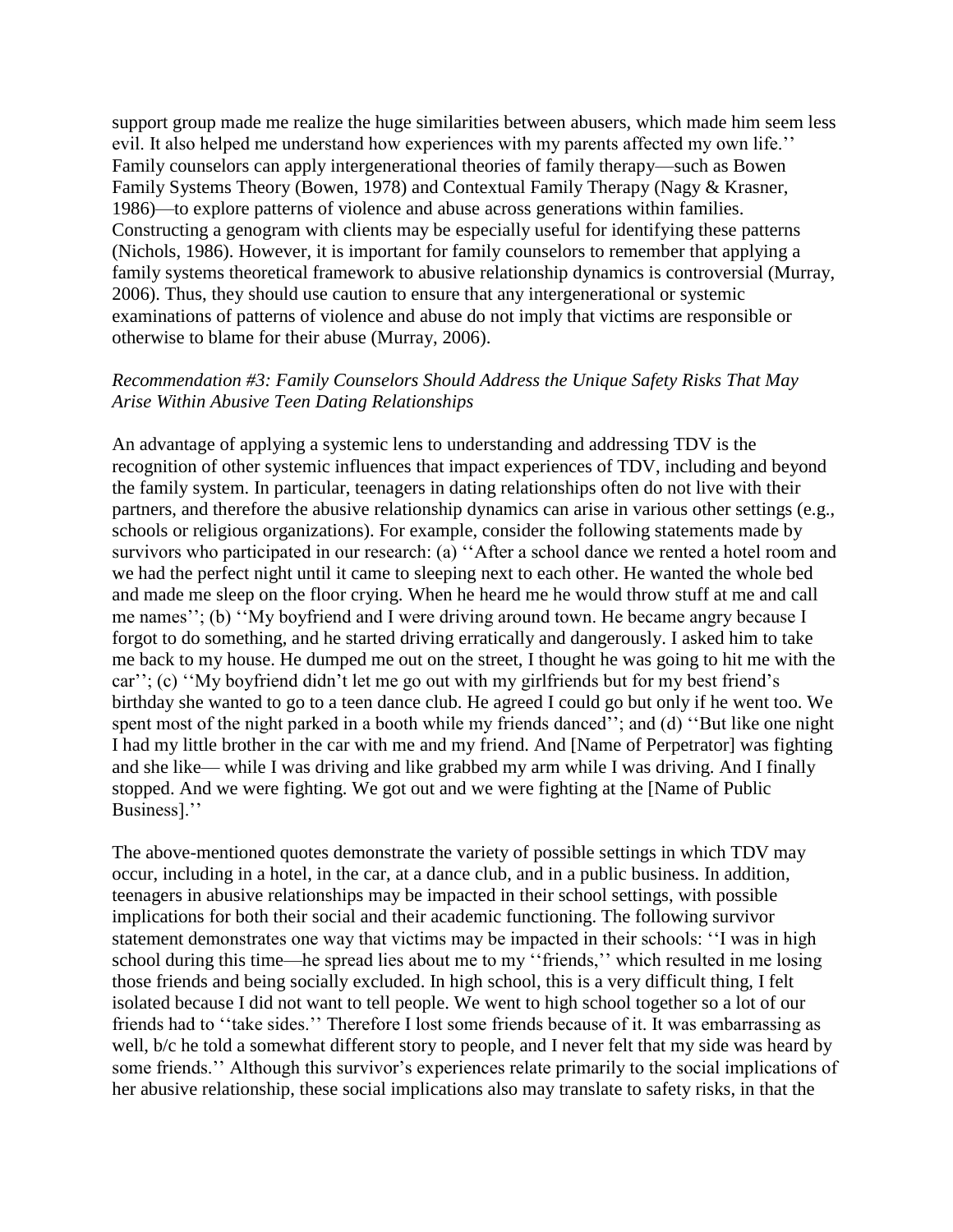support group made me realize the huge similarities between abusers, which made him seem less evil. It also helped me understand how experiences with my parents affected my own life.'' Family counselors can apply intergenerational theories of family therapy—such as Bowen Family Systems Theory (Bowen, 1978) and Contextual Family Therapy (Nagy & Krasner, 1986)—to explore patterns of violence and abuse across generations within families. Constructing a genogram with clients may be especially useful for identifying these patterns (Nichols, 1986). However, it is important for family counselors to remember that applying a family systems theoretical framework to abusive relationship dynamics is controversial (Murray, 2006). Thus, they should use caution to ensure that any intergenerational or systemic examinations of patterns of violence and abuse do not imply that victims are responsible or otherwise to blame for their abuse (Murray, 2006).

*Recommendation #3: Family Counselors Should Address the Unique Safety Risks That May Arise Within Abusive Teen Dating Relationships*

An advantage of applying a systemic lens to understanding and addressing TDV is the recognition of other systemic influences that impact experiences of TDV, including and beyond the family system. In particular, teenagers in dating relationships often do not live with their partners, and therefore the abusive relationship dynamics can arise in various other settings (e.g., schools or religious organizations). For example, consider the following statements made by survivors who participated in our research: (a) ''After a school dance we rented a hotel room and we had the perfect night until it came to sleeping next to each other. He wanted the whole bed and made me sleep on the floor crying. When he heard me he would throw stuff at me and call me names''; (b) ''My boyfriend and I were driving around town. He became angry because I forgot to do something, and he started driving erratically and dangerously. I asked him to take me back to my house. He dumped me out on the street, I thought he was going to hit me with the car''; (c) ''My boyfriend didn't let me go out with my girlfriends but for my best friend's birthday she wanted to go to a teen dance club. He agreed I could go but only if he went too. We spent most of the night parked in a booth while my friends danced''; and (d) ''But like one night I had my little brother in the car with me and my friend. And [Name of Perpetrator] was fighting and she like— while I was driving and like grabbed my arm while I was driving. And I finally stopped. And we were fighting. We got out and we were fighting at the [Name of Public Business].''

The above-mentioned quotes demonstrate the variety of possible settings in which TDV may occur, including in a hotel, in the car, at a dance club, and in a public business. In addition, teenagers in abusive relationships may be impacted in their school settings, with possible implications for both their social and their academic functioning. The following survivor statement demonstrates one way that victims may be impacted in their schools: ''I was in high school during this time—he spread lies about me to my ''friends,'' which resulted in me losing those friends and being socially excluded. In high school, this is a very difficult thing, I felt isolated because I did not want to tell people. We went to high school together so a lot of our friends had to ''take sides.'' Therefore I lost some friends because of it. It was embarrassing as well, b/c he told a somewhat different story to people, and I never felt that my side was heard by some friends.'' Although this survivor's experiences relate primarily to the social implications of her abusive relationship, these social implications also may translate to safety risks, in that the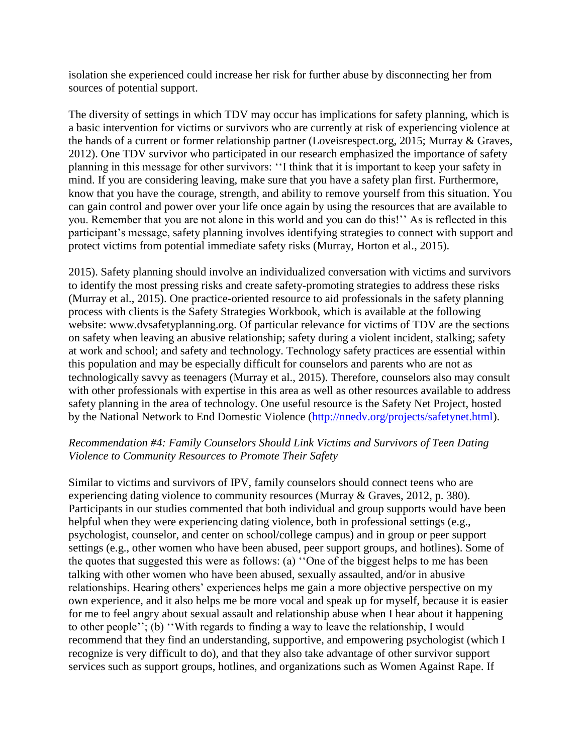isolation she experienced could increase her risk for further abuse by disconnecting her from sources of potential support.

The diversity of settings in which TDV may occur has implications for safety planning, which is a basic intervention for victims or survivors who are currently at risk of experiencing violence at the hands of a current or former relationship partner (Loveisrespect.org, 2015; Murray & Graves, 2012). One TDV survivor who participated in our research emphasized the importance of safety planning in this message for other survivors: ''I think that it is important to keep your safety in mind. If you are considering leaving, make sure that you have a safety plan first. Furthermore, know that you have the courage, strength, and ability to remove yourself from this situation. You can gain control and power over your life once again by using the resources that are available to you. Remember that you are not alone in this world and you can do this!'' As is reflected in this participant's message, safety planning involves identifying strategies to connect with support and protect victims from potential immediate safety risks (Murray, Horton et al., 2015).

2015). Safety planning should involve an individualized conversation with victims and survivors to identify the most pressing risks and create safety-promoting strategies to address these risks (Murray et al., 2015). One practice-oriented resource to aid professionals in the safety planning process with clients is the Safety Strategies Workbook, which is available at the following website: www.dvsafetyplanning.org. Of particular relevance for victims of TDV are the sections on safety when leaving an abusive relationship; safety during a violent incident, stalking; safety at work and school; and safety and technology. Technology safety practices are essential within this population and may be especially difficult for counselors and parents who are not as technologically savvy as teenagers (Murray et al., 2015). Therefore, counselors also may consult with other professionals with expertise in this area as well as other resources available to address safety planning in the area of technology. One useful resource is the Safety Net Project, hosted by the National Network to End Domestic Violence (http://nnedv.org/projects/safetynet.html).

*Recommendation #4: Family Counselors Should Link Victims and Survivors of Teen Dating Violence to Community Resources to Promote Their Safety*

Similar to victims and survivors of IPV, family counselors should connect teens who are experiencing dating violence to community resources (Murray & Graves, 2012, p. 380). Participants in our studies commented that both individual and group supports would have been helpful when they were experiencing dating violence, both in professional settings (e.g., psychologist, counselor, and center on school/college campus) and in group or peer support settings (e.g., other women who have been abused, peer support groups, and hotlines). Some of the quotes that suggested this were as follows: (a) ''One of the biggest helps to me has been talking with other women who have been abused, sexually assaulted, and/or in abusive relationships. Hearing others' experiences helps me gain a more objective perspective on my own experience, and it also helps me be more vocal and speak up for myself, because it is easier for me to feel angry about sexual assault and relationship abuse when I hear about it happening to other people''; (b) ''With regards to finding a way to leave the relationship, I would recommend that they find an understanding, supportive, and empowering psychologist (which I recognize is very difficult to do), and that they also take advantage of other survivor support services such as support groups, hotlines, and organizations such as Women Against Rape. If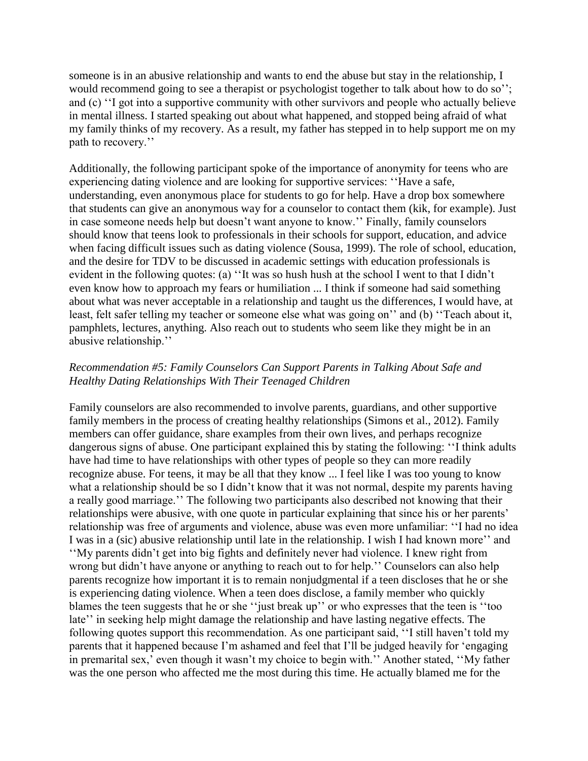someone is in an abusive relationship and wants to end the abuse but stay in the relationship, I would recommend going to see a therapist or psychologist together to talk about how to do so''; and (c) ''I got into a supportive community with other survivors and people who actually believe in mental illness. I started speaking out about what happened, and stopped being afraid of what my family thinks of my recovery. As a result, my father has stepped in to help support me on my path to recovery.''

Additionally, the following participant spoke of the importance of anonymity for teens who are experiencing dating violence and are looking for supportive services: ''Have a safe, understanding, even anonymous place for students to go for help. Have a drop box somewhere that students can give an anonymous way for a counselor to contact them (kik, for example). Just in case someone needs help but doesn't want anyone to know.'' Finally, family counselors should know that teens look to professionals in their schools for support, education, and advice when facing difficult issues such as dating violence (Sousa, 1999). The role of school, education, and the desire for TDV to be discussed in academic settings with education professionals is evident in the following quotes: (a) ''It was so hush hush at the school I went to that I didn't even know how to approach my fears or humiliation ... I think if someone had said something about what was never acceptable in a relationship and taught us the differences, I would have, at least, felt safer telling my teacher or someone else what was going on'' and (b) ''Teach about it, pamphlets, lectures, anything. Also reach out to students who seem like they might be in an abusive relationship.''

*Recommendation #5: Family Counselors Can Support Parents in Talking About Safe and Healthy Dating Relationships With Their Teenaged Children*

Family counselors are also recommended to involve parents, guardians, and other supportive family members in the process of creating healthy relationships (Simons et al., 2012). Family members can offer guidance, share examples from their own lives, and perhaps recognize dangerous signs of abuse. One participant explained this by stating the following: ''I think adults have had time to have relationships with other types of people so they can more readily recognize abuse. For teens, it may be all that they know ... I feel like I was too young to know what a relationship should be so I didn't know that it was not normal, despite my parents having a really good marriage.'' The following two participants also described not knowing that their relationships were abusive, with one quote in particular explaining that since his or her parents' relationship was free of arguments and violence, abuse was even more unfamiliar: ''I had no idea I was in a (sic) abusive relationship until late in the relationship. I wish I had known more'' and ''My parents didn't get into big fights and definitely never had violence. I knew right from wrong but didn't have anyone or anything to reach out to for help.'' Counselors can also help parents recognize how important it is to remain nonjudgmental if a teen discloses that he or she is experiencing dating violence. When a teen does disclose, a family member who quickly blames the teen suggests that he or she ''just break up'' or who expresses that the teen is ''too late'' in seeking help might damage the relationship and have lasting negative effects. The following quotes support this recommendation. As one participant said, ''I still haven't told my parents that it happened because I'm ashamed and feel that I'll be judged heavily for 'engaging in premarital sex,' even though it wasn't my choice to begin with.'' Another stated, ''My father was the one person who affected me the most during this time. He actually blamed me for the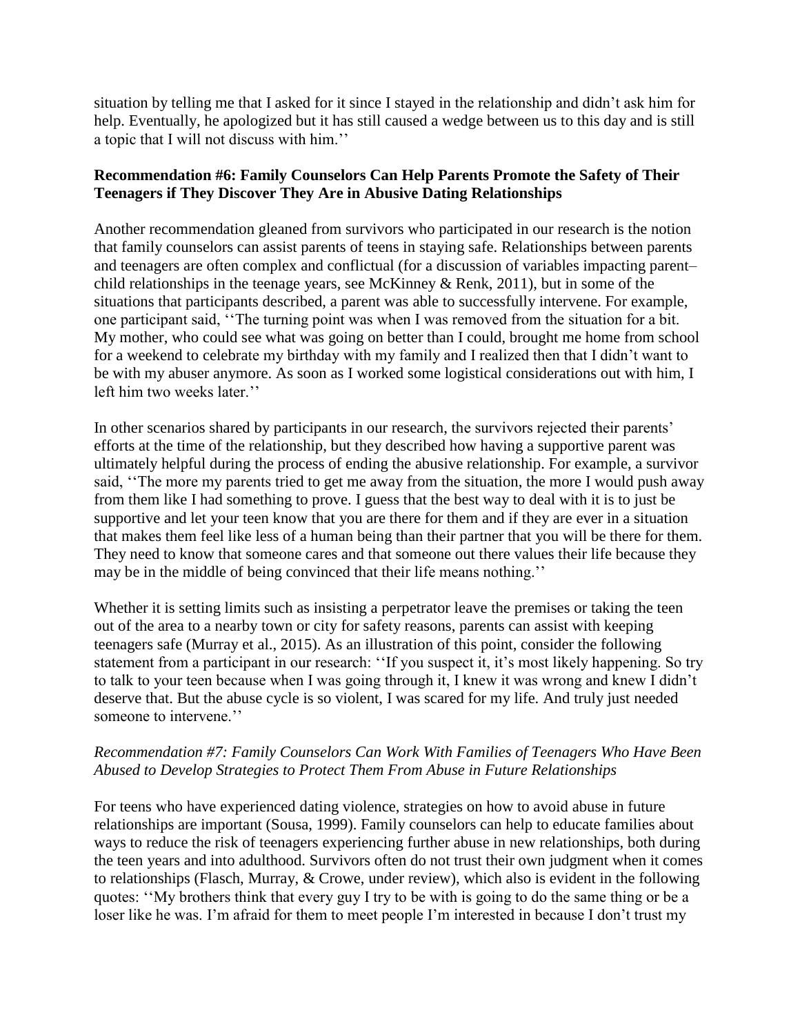situation by telling me that I asked for it since I stayed in the relationship and didn't ask him for help. Eventually, he apologized but it has still caused a wedge between us to this day and is still a topic that I will not discuss with him.''

**Recommendation #6: Family Counselors Can Help Parents Promote the Safety of Their Teenagers if They Discover They Are in Abusive Dating Relationships**

Another recommendation gleaned from survivors who participated in our research is the notion that family counselors can assist parents of teens in staying safe. Relationships between parents and teenagers are often complex and conflictual (for a discussion of variables impacting parent–child relationships in the teenage years, see McKinney & Renk, 2011), but in some of the situations that participants described, a parent was able to successfully intervene. For example, one participant said, ''The turning point was when I was removed from the situation for a bit. My mother, who could see what was going on better than I could, brought me home from school for a weekend to celebrate my birthday with my family and I realized then that I didn't want to be with my abuser anymore. As soon as I worked some logistical considerations out with him, I left him two weeks later.''

In other scenarios shared by participants in our research, the survivors rejected their parents' efforts at the time of the relationship, but they described how having a supportive parent was ultimately helpful during the process of ending the abusive relationship. For example, a survivor said, ''The more my parents tried to get me away from the situation, the more I would push away from them like I had something to prove. I guess that the best way to deal with it is to just be supportive and let your teen know that you are there for them and if they are ever in a situation that makes them feel like less of a human being than their partner that you will be there for them. They need to know that someone cares and that someone out there values their life because they may be in the middle of being convinced that their life means nothing.''

Whether it is setting limits such as insisting a perpetrator leave the premises or taking the teen out of the area to a nearby town or city for safety reasons, parents can assist with keeping teenagers safe (Murray et al., 2015). As an illustration of this point, consider the following statement from a participant in our research: ''If you suspect it, it's most likely happening. So try to talk to your teen because when I was going through it, I knew it was wrong and knew I didn't deserve that. But the abuse cycle is so violent, I was scared for my life. And truly just needed someone to intervene.''

*Recommendation #7: Family Counselors Can Work With Families of Teenagers Who Have Been Abused to Develop Strategies to Protect Them From Abuse in Future Relationships*

For teens who have experienced dating violence, strategies on how to avoid abuse in future relationships are important (Sousa, 1999). Family counselors can help to educate families about ways to reduce the risk of teenagers experiencing further abuse in new relationships, both during the teen years and into adulthood. Survivors often do not trust their own judgment when it comes to relationships (Flasch, Murray, & Crowe, under review), which also is evident in the following quotes: ''My brothers think that every guy I try to be with is going to do the same thing or be a loser like he was. I'm afraid for them to meet people I'm interested in because I don't trust my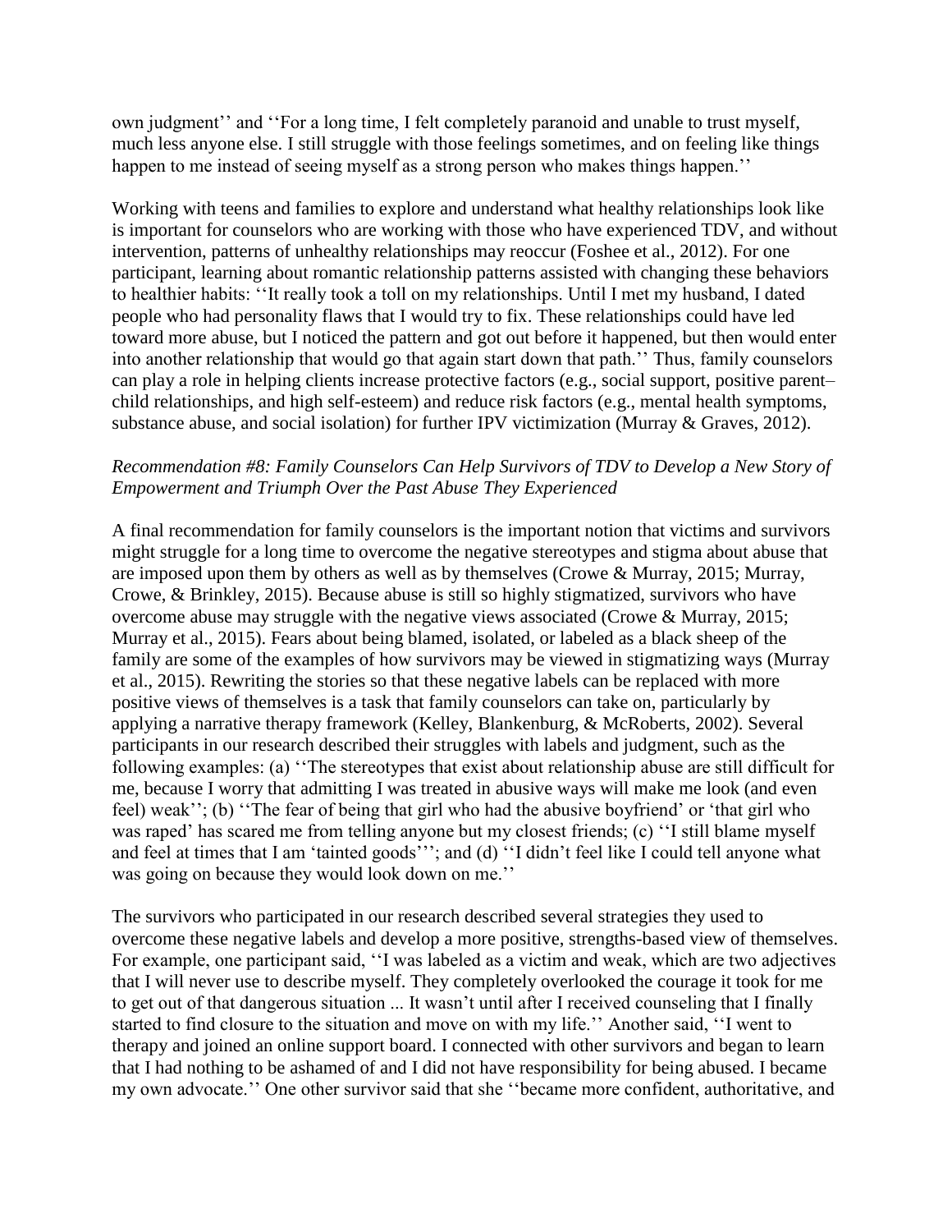own judgment'' and ''For a long time, I felt completely paranoid and unable to trust myself, much less anyone else. I still struggle with those feelings sometimes, and on feeling like things happen to me instead of seeing myself as a strong person who makes things happen.''

Working with teens and families to explore and understand what healthy relationships look like is important for counselors who are working with those who have experienced TDV, and without intervention, patterns of unhealthy relationships may reoccur (Foshee et al., 2012). For one participant, learning about romantic relationship patterns assisted with changing these behaviors to healthier habits: ''It really took a toll on my relationships. Until I met my husband, I dated people who had personality flaws that I would try to fix. These relationships could have led toward more abuse, but I noticed the pattern and got out before it happened, but then would enter into another relationship that would go that again start down that path.'' Thus, family counselors can play a role in helping clients increase protective factors (e.g., social support, positive parent–child relationships, and high self-esteem) and reduce risk factors (e.g., mental health symptoms, substance abuse, and social isolation) for further IPV victimization (Murray & Graves, 2012).

### *Recommendation #8: Family Counselors Can Help Survivors of TDV to Develop a New Story of Empowerment and Triumph Over the Past Abuse They Experienced*

A final recommendation for family counselors is the important notion that victims and survivors might struggle for a long time to overcome the negative stereotypes and stigma about abuse that are imposed upon them by others as well as by themselves (Crowe & Murray, 2015; Murray, Crowe, & Brinkley, 2015). Because abuse is still so highly stigmatized, survivors who have overcome abuse may struggle with the negative views associated (Crowe & Murray, 2015; Murray et al., 2015). Fears about being blamed, isolated, or labeled as a black sheep of the family are some of the examples of how survivors may be viewed in stigmatizing ways (Murray et al., 2015). Rewriting the stories so that these negative labels can be replaced with more positive views of themselves is a task that family counselors can take on, particularly by applying a narrative therapy framework (Kelley, Blankenburg, & McRoberts, 2002). Several participants in our research described their struggles with labels and judgment, such as the following examples: (a) ''The stereotypes that exist about relationship abuse are still difficult for me, because I worry that admitting I was treated in abusive ways will make me look (and even feel) weak''; (b) ''The fear of being that girl who had the abusive boyfriend' or 'that girl who was raped' has scared me from telling anyone but my closest friends; (c) ''I still blame myself and feel at times that I am 'tainted goods'''; and (d) ''I didn't feel like I could tell anyone what was going on because they would look down on me.''

The survivors who participated in our research described several strategies they used to overcome these negative labels and develop a more positive, strengths-based view of themselves. For example, one participant said, ''I was labeled as a victim and weak, which are two adjectives that I will never use to describe myself. They completely overlooked the courage it took for me to get out of that dangerous situation ... It wasn't until after I received counseling that I finally started to find closure to the situation and move on with my life.'' Another said, ''I went to therapy and joined an online support board. I connected with other survivors and began to learn that I had nothing to be ashamed of and I did not have responsibility for being abused. I became my own advocate.'' One other survivor said that she ''became more confident, authoritative, and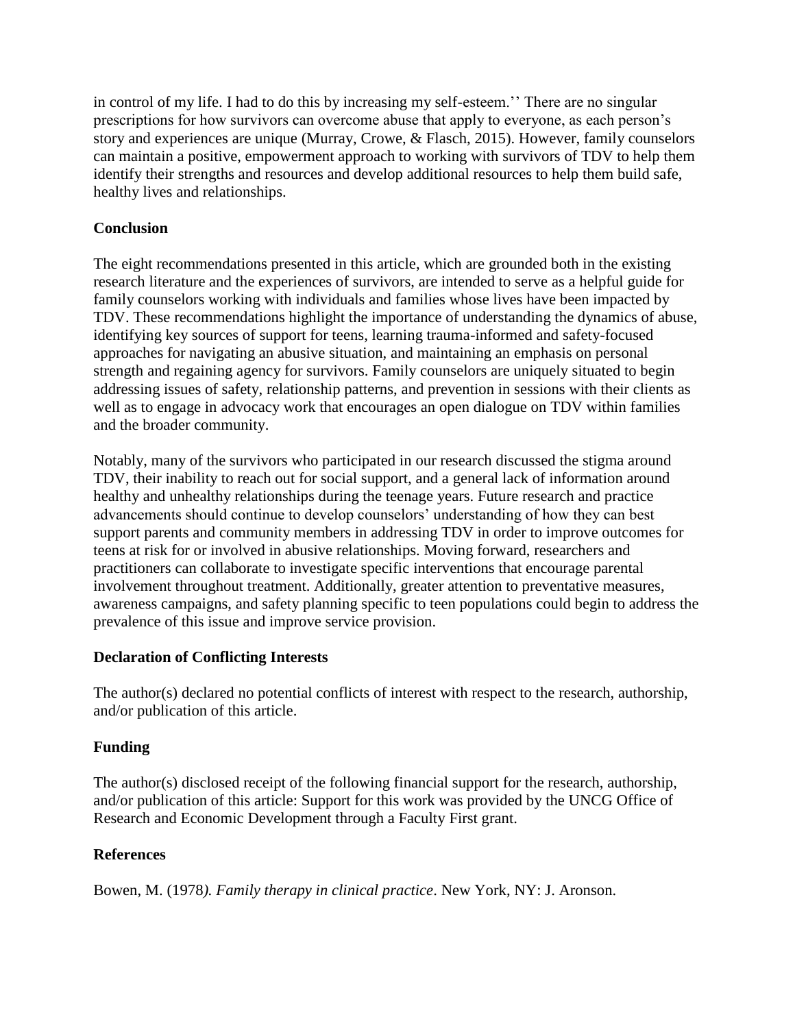in control of my life. I had to do this by increasing my self-esteem.'' There are no singular prescriptions for how survivors can overcome abuse that apply to everyone, as each person's story and experiences are unique (Murray, Crowe, & Flasch, 2015). However, family counselors can maintain a positive, empowerment approach to working with survivors of TDV to help them identify their strengths and resources and develop additional resources to help them build safe, healthy lives and relationships.

## Conclusion

The eight recommendations presented in this article, which are grounded both in the existing research literature and the experiences of survivors, are intended to serve as a helpful guide for family counselors working with individuals and families whose lives have been impacted by TDV. These recommendations highlight the importance of understanding the dynamics of abuse, identifying key sources of support for teens, learning trauma-informed and safety-focused approaches for navigating an abusive situation, and maintaining an emphasis on personal strength and regaining agency for survivors. Family counselors are uniquely situated to begin addressing issues of safety, relationship patterns, and prevention in sessions with their clients as well as to engage in advocacy work that encourages an open dialogue on TDV within families and the broader community.

Notably, many of the survivors who participated in our research discussed the stigma around TDV, their inability to reach out for social support, and a general lack of information around healthy and unhealthy relationships during the teenage years. Future research and practice advancements should continue to develop counselors' understanding of how they can best support parents and community members in addressing TDV in order to improve outcomes for teens at risk for or involved in abusive relationships. Moving forward, researchers and practitioners can collaborate to investigate specific interventions that encourage parental involvement throughout treatment. Additionally, greater attention to preventative measures, awareness campaigns, and safety planning specific to teen populations could begin to address the prevalence of this issue and improve service provision.

## Declaration of Conflicting Interests

The author(s) declared no potential conflicts of interest with respect to the research, authorship, and/or publication of this article.

## Funding

The author(s) disclosed receipt of the following financial support for the research, authorship, and/or publication of this article: Support for this work was provided by the UNCG Office of Research and Economic Development through a Faculty First grant.

## References

Bowen, M. (1978*). Family therapy in clinical practice*. New York, NY: J. Aronson.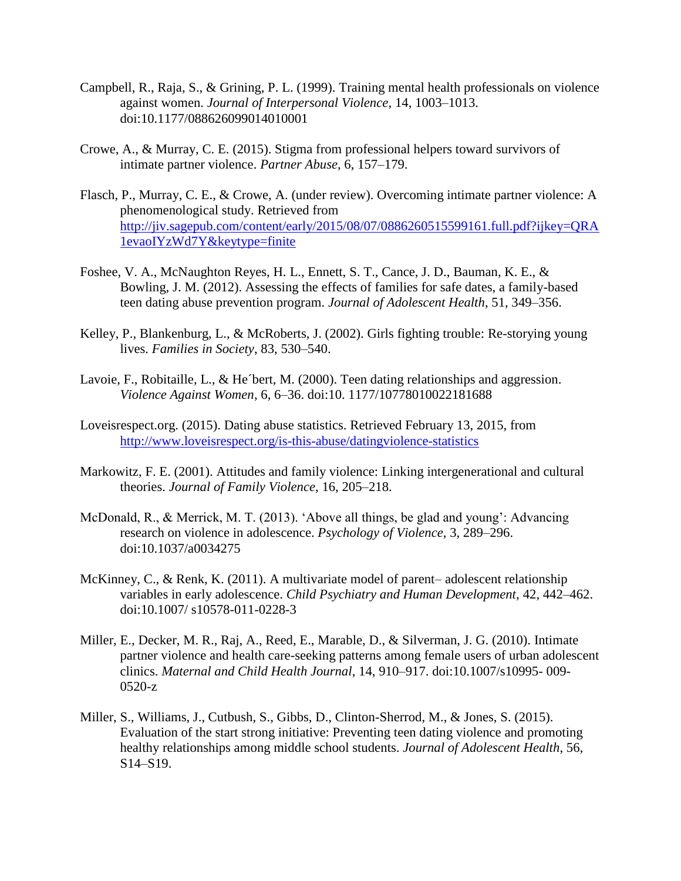Campbell, R., Raja, S., & Grining, P. L. (1999). Training mental health professionals on violence against women. *Journal of Interpersonal Violence*, 14, 1003–1013. doi:10.1177/088626099014010001

Crowe, A., & Murray, C. E. (2015). Stigma from professional helpers toward survivors of intimate partner violence. *Partner Abuse*, 6, 157–179.

Flasch, P., Murray, C. E., & Crowe, A. (under review). Overcoming intimate partner violence: A phenomenological study. Retrieved from http://jiv.sagepub.com/content/early/2015/08/07/0886260515599161.full.pdf?ijkey=QRA1evaoIYzWd7Y&keytype=finite

Foshee, V. A., McNaughton Reyes, H. L., Ennett, S. T., Cance, J. D., Bauman, K. E., & Bowling, J. M. (2012). Assessing the effects of families for safe dates, a family-based teen dating abuse prevention program. *Journal of Adolescent Health*, 51, 349–356.

Kelley, P., Blankenburg, L., & McRoberts, J. (2002). Girls fighting trouble: Re-storying young lives. *Families in Society*, 83, 530–540.

Lavoie, F., Robitaille, L., & He´bert, M. (2000). Teen dating relationships and aggression. *Violence Against Women*, 6, 6–36. doi:10. 1177/10778010022181688

Loveisrespect.org. (2015). Dating abuse statistics. Retrieved February 13, 2015, from http://www.loveisrespect.org/is-this-abuse/datingviolence-statistics

Markowitz, F. E. (2001). Attitudes and family violence: Linking intergenerational and cultural theories. *Journal of Family Violence*, 16, 205–218.

McDonald, R., & Merrick, M. T. (2013). 'Above all things, be glad and young': Advancing research on violence in adolescence. *Psychology of Violence*, 3, 289–296. doi:10.1037/a0034275

McKinney, C., & Renk, K. (2011). A multivariate model of parent– adolescent relationship variables in early adolescence. *Child Psychiatry and Human Development*, 42, 442–462. doi:10.1007/ s10578-011-0228-3

Miller, E., Decker, M. R., Raj, A., Reed, E., Marable, D., & Silverman, J. G. (2010). Intimate partner violence and health care-seeking patterns among female users of urban adolescent clinics. *Maternal and Child Health Journal*, 14, 910–917. doi:10.1007/s10995- 009-0520-z

Miller, S., Williams, J., Cutbush, S., Gibbs, D., Clinton-Sherrod, M., & Jones, S. (2015). Evaluation of the start strong initiative: Preventing teen dating violence and promoting healthy relationships among middle school students. *Journal of Adolescent Health*, 56, S14–S19.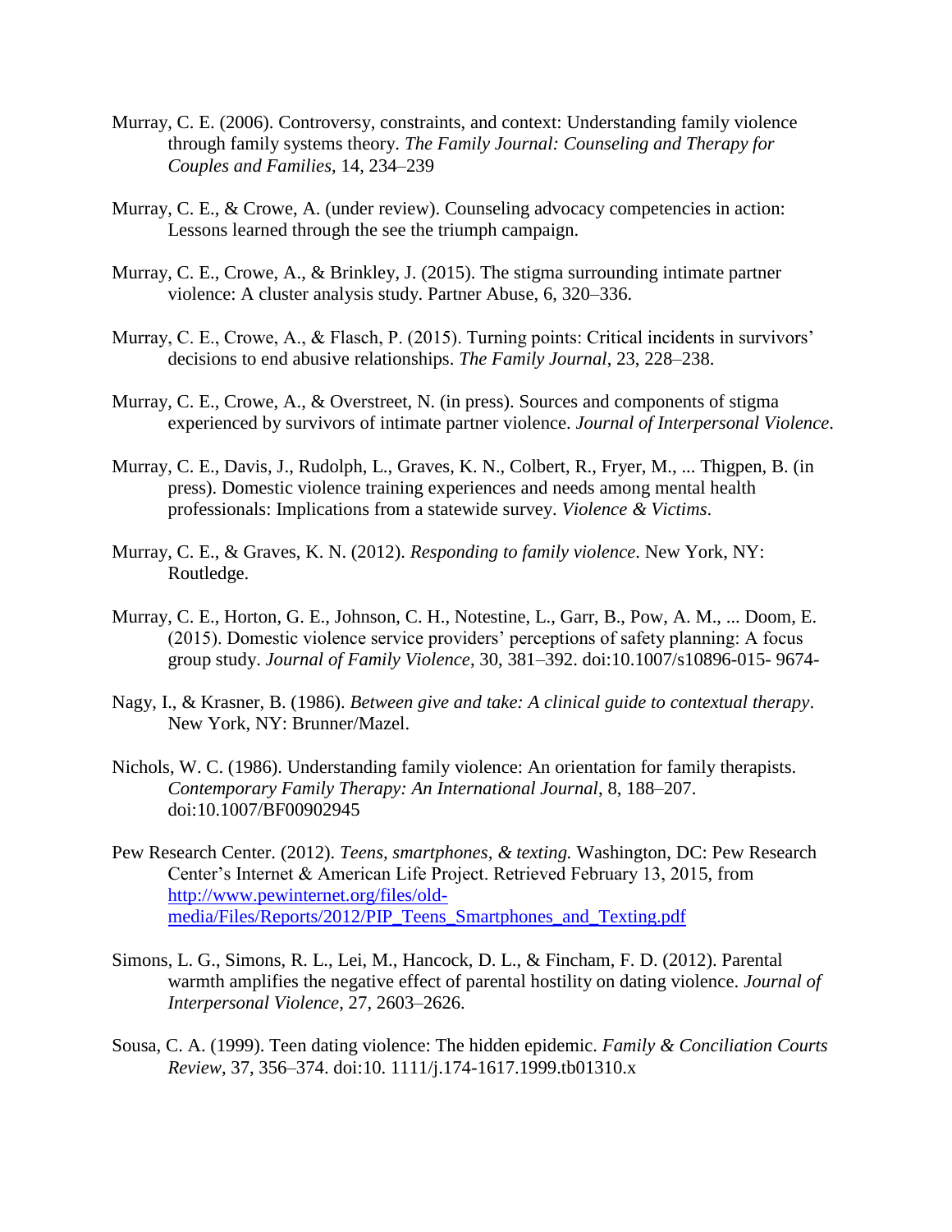Murray, C. E. (2006). Controversy, constraints, and context: Understanding family violence through family systems theory. *The Family Journal: Counseling and Therapy for Couples and Families*, 14, 234–239

Murray, C. E., & Crowe, A. (under review). Counseling advocacy competencies in action: Lessons learned through the see the triumph campaign.

Murray, C. E., Crowe, A., & Brinkley, J. (2015). The stigma surrounding intimate partner violence: A cluster analysis study. Partner Abuse, 6, 320–336.

Murray, C. E., Crowe, A., & Flasch, P. (2015). Turning points: Critical incidents in survivors' decisions to end abusive relationships. *The Family Journal*, 23, 228–238.

Murray, C. E., Crowe, A., & Overstreet, N. (in press). Sources and components of stigma experienced by survivors of intimate partner violence. *Journal of Interpersonal Violence*.

Murray, C. E., Davis, J., Rudolph, L., Graves, K. N., Colbert, R., Fryer, M., ... Thigpen, B. (in press). Domestic violence training experiences and needs among mental health professionals: Implications from a statewide survey. *Violence & Victims*.

Murray, C. E., & Graves, K. N. (2012). *Responding to family violence*. New York, NY: Routledge.

Murray, C. E., Horton, G. E., Johnson, C. H., Notestine, L., Garr, B., Pow, A. M., ... Doom, E. (2015). Domestic violence service providers' perceptions of safety planning: A focus group study. *Journal of Family Violence*, 30, 381–392. doi:10.1007/s10896-015- 9674-

Nagy, I., & Krasner, B. (1986). *Between give and take: A clinical guide to contextual therapy*. New York, NY: Brunner/Mazel.

Nichols, W. C. (1986). Understanding family violence: An orientation for family therapists. *Contemporary Family Therapy: An International Journal*, 8, 188–207. doi:10.1007/BF00902945

Pew Research Center. (2012). *Teens, smartphones, & texting.* Washington, DC: Pew Research Center's Internet & American Life Project. Retrieved February 13, 2015, from [http://www.pewinternet.org/files/old-media/Files/Reports/2012/PIP_Teens_Smartphones_and_Texting.pdf](http://www.pewinternet.org/files/old-media/Files/Reports/2012/PIP_Teens_Smartphones_and_Texting.pdf)

Simons, L. G., Simons, R. L., Lei, M., Hancock, D. L., & Fincham, F. D. (2012). Parental warmth amplifies the negative effect of parental hostility on dating violence. *Journal of Interpersonal Violence*, 27, 2603–2626.

Sousa, C. A. (1999). Teen dating violence: The hidden epidemic. *Family & Conciliation Courts Review*, 37, 356–374. doi:10. 1111/j.174-1617.1999.tb01310.x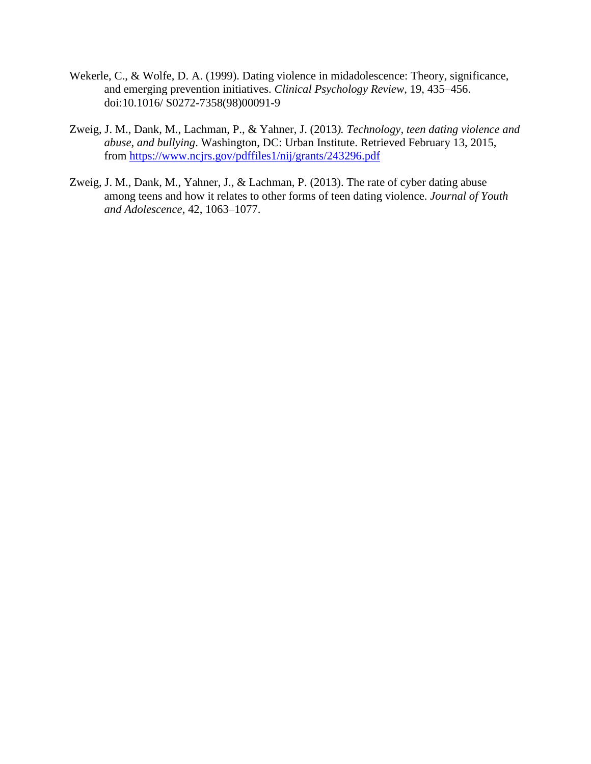Wekerle, C., & Wolfe, D. A. (1999). Dating violence in midadolescence: Theory, significance, and emerging prevention initiatives. *Clinical Psychology Review*, 19, 435–456. doi:10.1016/ S0272-7358(98)00091-9

Zweig, J. M., Dank, M., Lachman, P., & Yahner, J. (2013*). Technology, teen dating violence and abuse, and bullying*. Washington, DC: Urban Institute. Retrieved February 13, 2015, from https://www.ncjrs.gov/pdffiles1/nij/grants/243296.pdf

Zweig, J. M., Dank, M., Yahner, J., & Lachman, P. (2013). The rate of cyber dating abuse among teens and how it relates to other forms of teen dating violence. *Journal of Youth and Adolescence*, 42, 1063–1077.